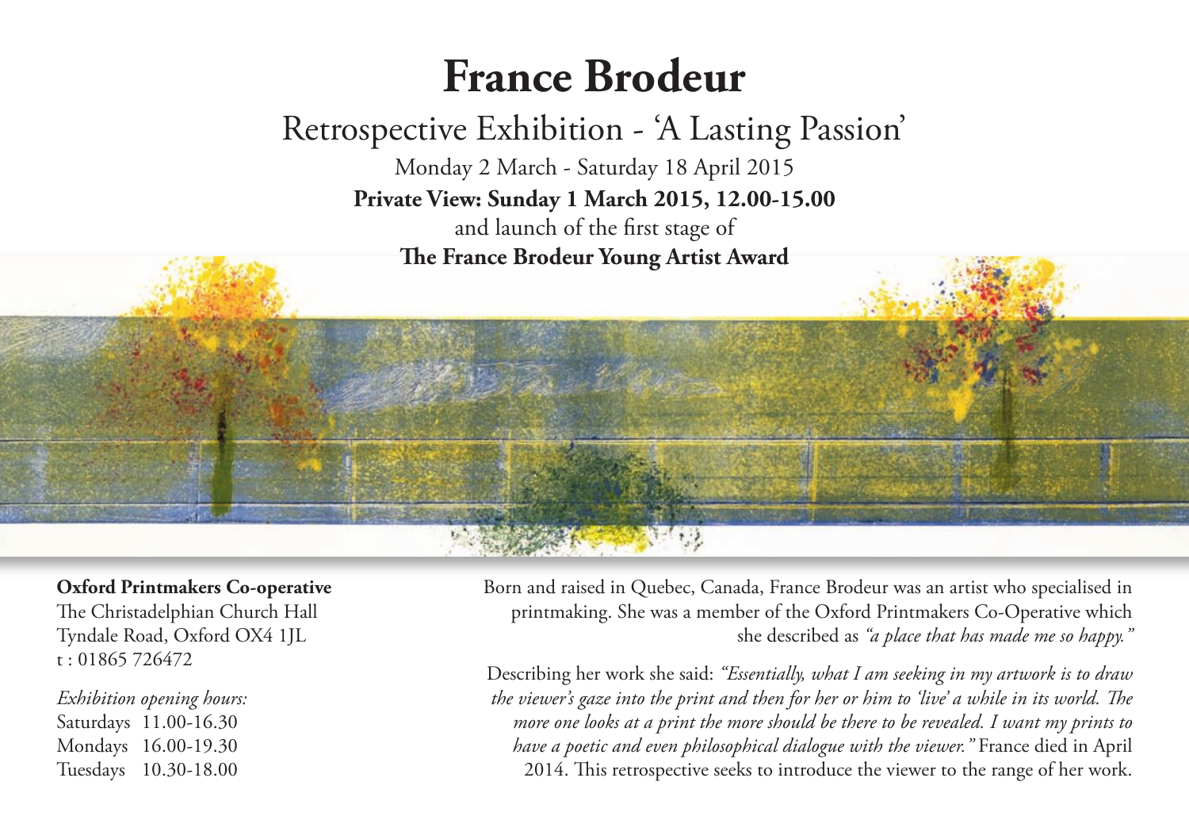# France Brodeur

## Retrospective Exhibition - 'A Lasting Passion'

Monday 2 March - Saturday 18 April 2015

**Private View: Sunday 1 March 2015, 12.00-15.00**

and launch of the first stage of

**The France Brodeur Young Artist Award**

**Oxford Printmakers Co-operative**
The Christadelphian Church Hall
Tyndale Road, Oxford OX4 1JL
t : 01865 726472

*Exhibition opening hours:*
Saturdays 11.00-16.30
Mondays 16.00-19.30
Tuesdays 10.30-18.00

Born and raised in Quebec, Canada, France Brodeur was an artist who specialised in printmaking. She was a member of the Oxford Printmakers Co-Operative which she described as *"a place that has made me so happy."*

Describing her work she said: *"Essentially, what I am seeking in my artwork is to draw the viewer's gaze into the print and then for her or him to 'live' a while in its world. The more one looks at a print the more should be there to be revealed. I want my prints to have a poetic and even philosophical dialogue with the viewer."* France died in April 2014. This retrospective seeks to introduce the viewer to the range of her work.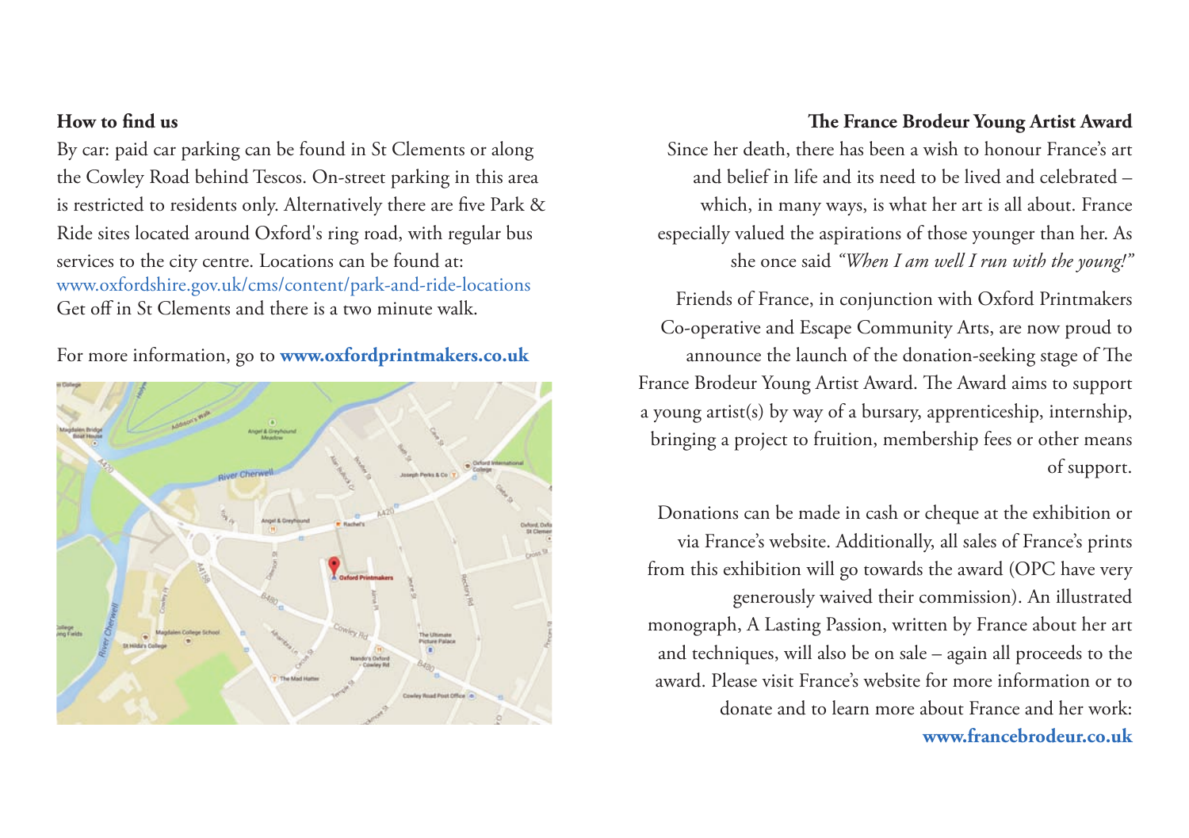**How to find us**

By car: paid car parking can be found in St Clements or along the Cowley Road behind Tescos. On-street parking in this area is restricted to residents only. Alternatively there are five Park & Ride sites located around Oxford's ring road, with regular bus services to the city centre. Locations can be found at: www.oxfordshire.gov.uk/cms/content/park-and-ride-locations
Get off in St Clements and there is a two minute walk.

For more information, go to **www.oxfordprintmakers.co.uk**

**The France Brodeur Young Artist Award**

Since her death, there has been a wish to honour France's art and belief in life and its need to be lived and celebrated – which, in many ways, is what her art is all about. France especially valued the aspirations of those younger than her. As she once said *"When I am well I run with the young!"*

Friends of France, in conjunction with Oxford Printmakers Co-operative and Escape Community Arts, are now proud to announce the launch of the donation-seeking stage of The France Brodeur Young Artist Award. The Award aims to support a young artist(s) by way of a bursary, apprenticeship, internship, bringing a project to fruition, membership fees or other means of support.

Donations can be made in cash or cheque at the exhibition or via France's website. Additionally, all sales of France's prints from this exhibition will go towards the award (OPC have very generously waived their commission). An illustrated monograph, A Lasting Passion, written by France about her art and techniques, will also be on sale – again all proceeds to the award. Please visit France's website for more information or to donate and to learn more about France and her work: **www.francebrodeur.co.uk**